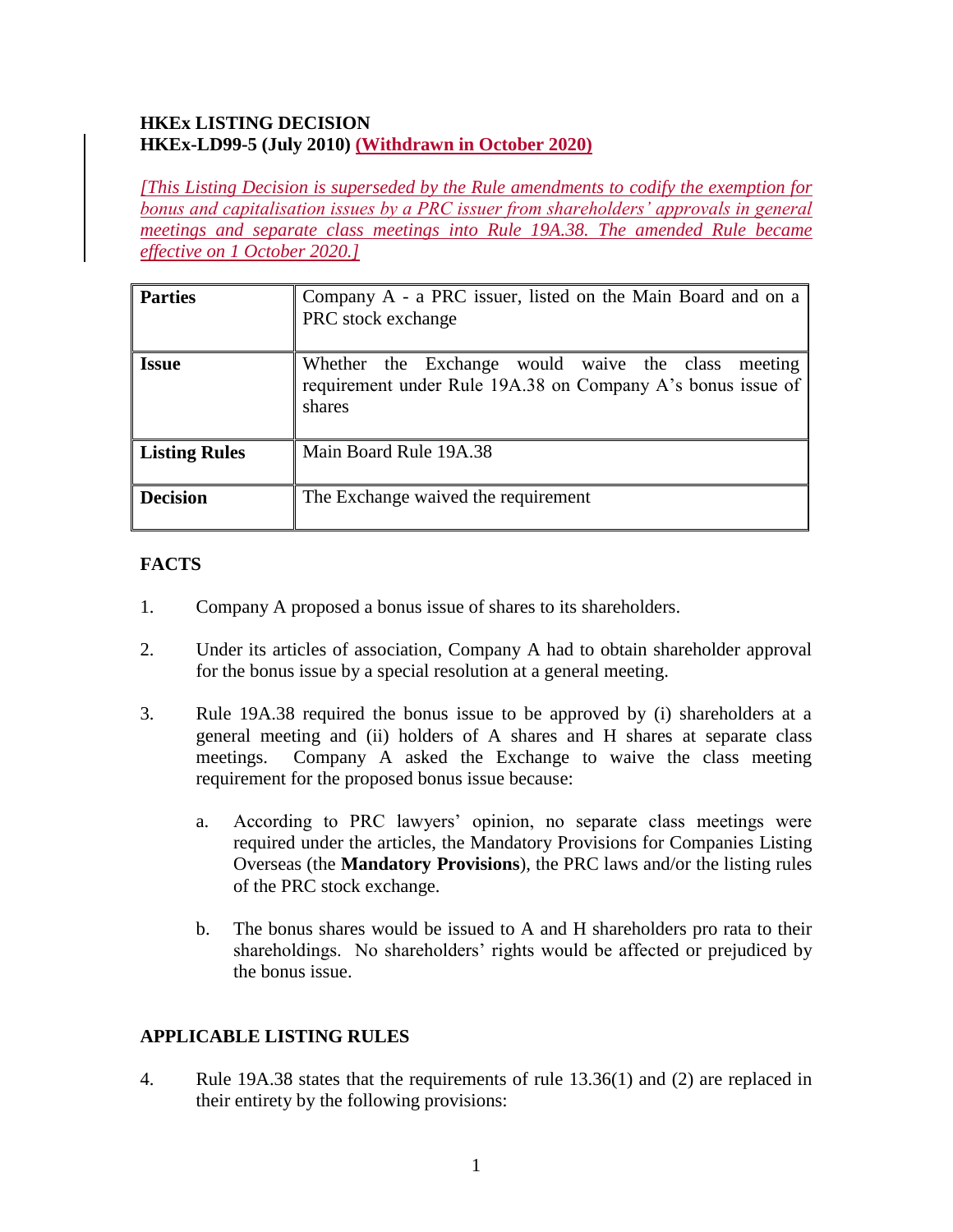**HKEx LISTING DECISION**
**HKEx-LD99-5 (July 2010) (Withdrawn in October 2020)**

*[This Listing Decision is superseded by the Rule amendments to codify the exemption for bonus and capitalisation issues by a PRC issuer from shareholders' approvals in general meetings and separate class meetings into Rule 19A.38. The amended Rule became effective on 1 October 2020.]*

| | |
|---|---|
| **Parties** | Company A - a PRC issuer, listed on the Main Board and on a PRC stock exchange |
| **Issue** | Whether the Exchange would waive the class meeting requirement under Rule 19A.38 on Company A's bonus issue of shares |
| **Listing Rules** | Main Board Rule 19A.38 |
| **Decision** | The Exchange waived the requirement |

## FACTS

1. Company A proposed a bonus issue of shares to its shareholders.

2. Under its articles of association, Company A had to obtain shareholder approval for the bonus issue by a special resolution at a general meeting.

3. Rule 19A.38 required the bonus issue to be approved by (i) shareholders at a general meeting and (ii) holders of A shares and H shares at separate class meetings. Company A asked the Exchange to waive the class meeting requirement for the proposed bonus issue because:

   a. According to PRC lawyers' opinion, no separate class meetings were required under the articles, the Mandatory Provisions for Companies Listing Overseas (the **Mandatory Provisions**), the PRC laws and/or the listing rules of the PRC stock exchange.

   b. The bonus shares would be issued to A and H shareholders pro rata to their shareholdings. No shareholders' rights would be affected or prejudiced by the bonus issue.

## APPLICABLE LISTING RULES

4. Rule 19A.38 states that the requirements of rule 13.36(1) and (2) are replaced in their entirety by the following provisions: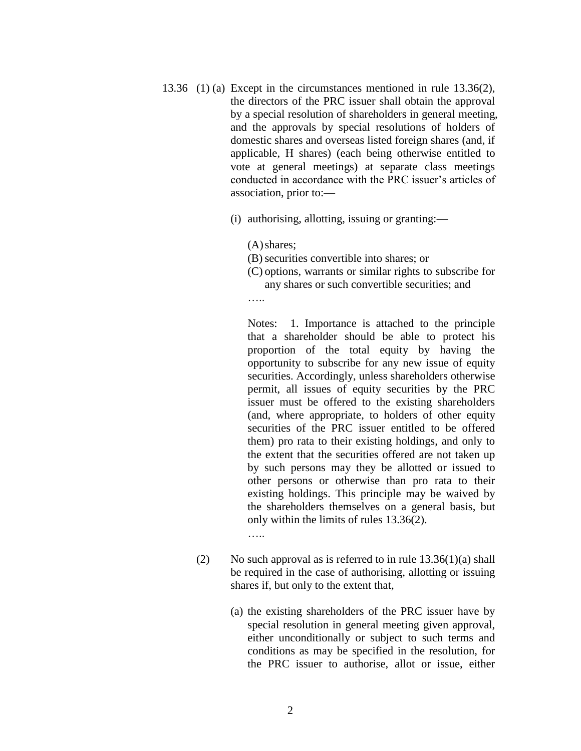13.36 (1) (a) Except in the circumstances mentioned in rule 13.36(2), the directors of the PRC issuer shall obtain the approval by a special resolution of shareholders in general meeting, and the approvals by special resolutions of holders of domestic shares and overseas listed foreign shares (and, if applicable, H shares) (each being otherwise entitled to vote at general meetings) at separate class meetings conducted in accordance with the PRC issuer's articles of association, prior to:—

(i) authorising, allotting, issuing or granting:—

(A) shares;

(B) securities convertible into shares; or

(C) options, warrants or similar rights to subscribe for any shares or such convertible securities; and

…..

Notes: 1. Importance is attached to the principle that a shareholder should be able to protect his proportion of the total equity by having the opportunity to subscribe for any new issue of equity securities. Accordingly, unless shareholders otherwise permit, all issues of equity securities by the PRC issuer must be offered to the existing shareholders (and, where appropriate, to holders of other equity securities of the PRC issuer entitled to be offered them) pro rata to their existing holdings, and only to the extent that the securities offered are not taken up by such persons may they be allotted or issued to other persons or otherwise than pro rata to their existing holdings. This principle may be waived by the shareholders themselves on a general basis, but only within the limits of rules 13.36(2).

…..

(2) No such approval as is referred to in rule 13.36(1)(a) shall be required in the case of authorising, allotting or issuing shares if, but only to the extent that,

(a) the existing shareholders of the PRC issuer have by special resolution in general meeting given approval, either unconditionally or subject to such terms and conditions as may be specified in the resolution, for the PRC issuer to authorise, allot or issue, either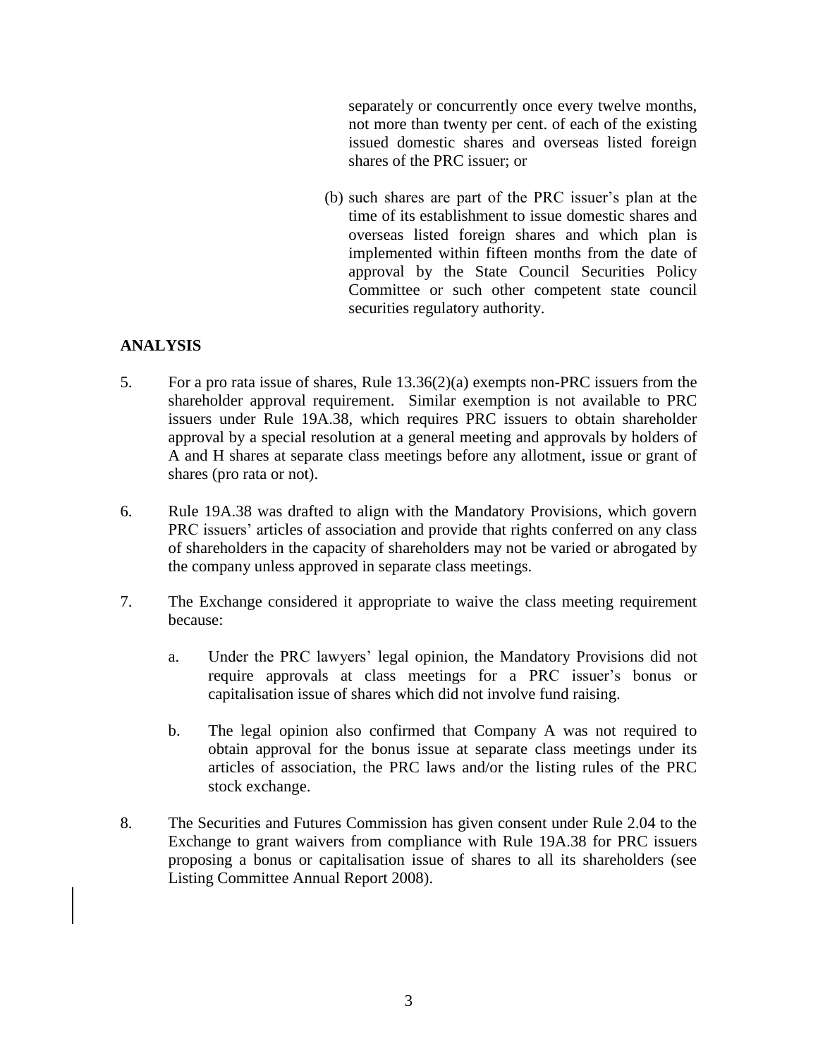separately or concurrently once every twelve months, not more than twenty per cent. of each of the existing issued domestic shares and overseas listed foreign shares of the PRC issuer; or

(b) such shares are part of the PRC issuer's plan at the time of its establishment to issue domestic shares and overseas listed foreign shares and which plan is implemented within fifteen months from the date of approval by the State Council Securities Policy Committee or such other competent state council securities regulatory authority.

## ANALYSIS

5. For a pro rata issue of shares, Rule 13.36(2)(a) exempts non-PRC issuers from the shareholder approval requirement. Similar exemption is not available to PRC issuers under Rule 19A.38, which requires PRC issuers to obtain shareholder approval by a special resolution at a general meeting and approvals by holders of A and H shares at separate class meetings before any allotment, issue or grant of shares (pro rata or not).

6. Rule 19A.38 was drafted to align with the Mandatory Provisions, which govern PRC issuers' articles of association and provide that rights conferred on any class of shareholders in the capacity of shareholders may not be varied or abrogated by the company unless approved in separate class meetings.

7. The Exchange considered it appropriate to waive the class meeting requirement because:

   a. Under the PRC lawyers' legal opinion, the Mandatory Provisions did not require approvals at class meetings for a PRC issuer's bonus or capitalisation issue of shares which did not involve fund raising.

   b. The legal opinion also confirmed that Company A was not required to obtain approval for the bonus issue at separate class meetings under its articles of association, the PRC laws and/or the listing rules of the PRC stock exchange.

8. The Securities and Futures Commission has given consent under Rule 2.04 to the Exchange to grant waivers from compliance with Rule 19A.38 for PRC issuers proposing a bonus or capitalisation issue of shares to all its shareholders (see Listing Committee Annual Report 2008).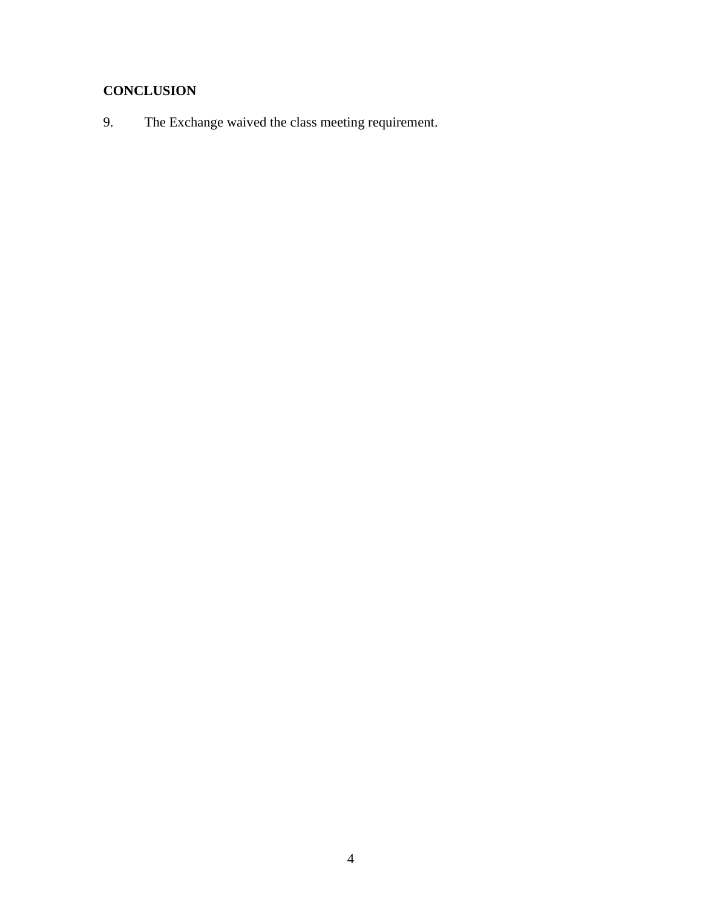**CONCLUSION**

9. The Exchange waived the class meeting requirement.